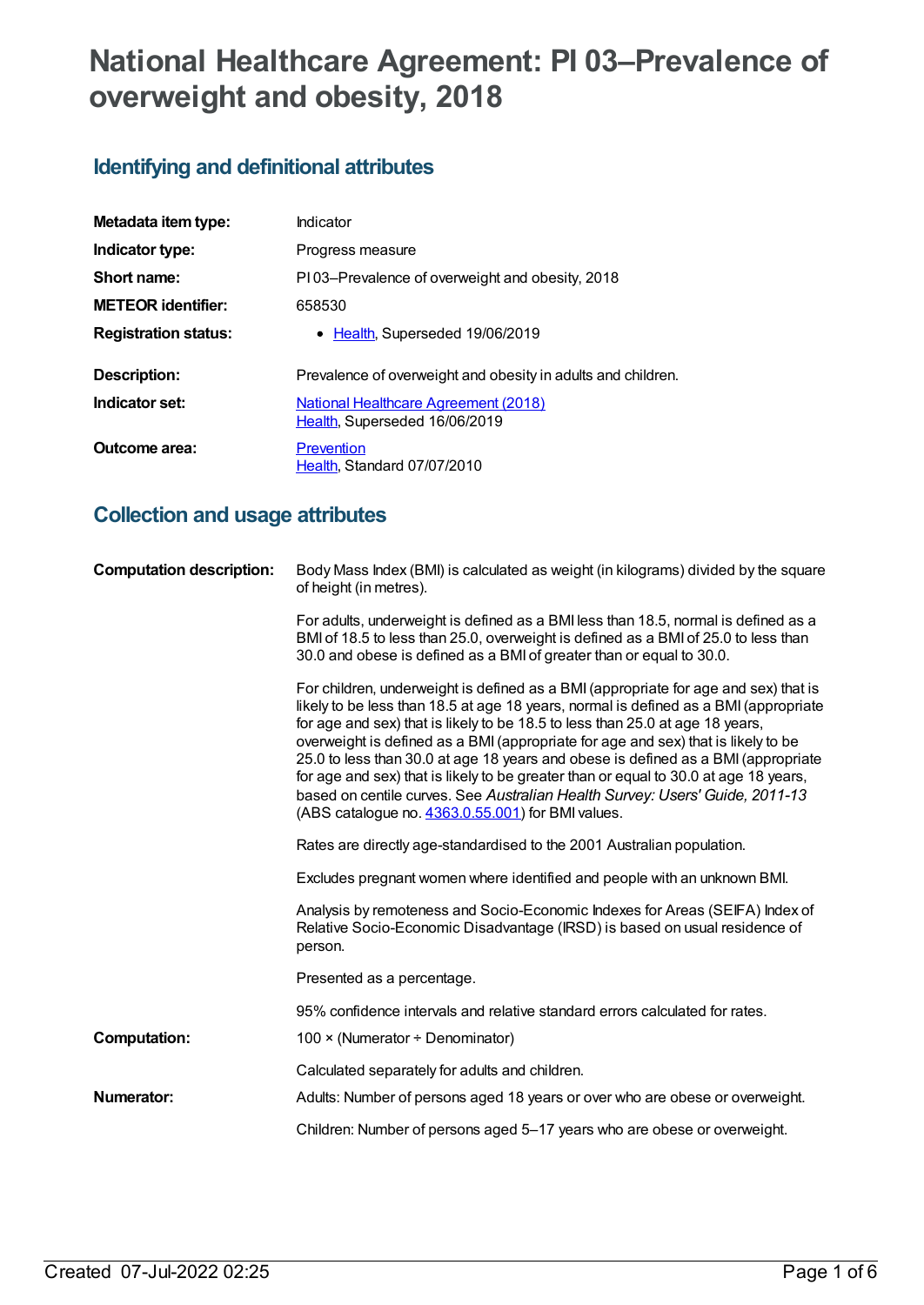# National Healthcare Agreement: PI 03–Prevalence of overweight and obesity, 2018

## Identifying and definitional attributes

| | |
|---|---|
| **Metadata item type:** | Indicator |
| **Indicator type:** | Progress measure |
| **Short name:** | PI 03–Prevalence of overweight and obesity, 2018 |
| **METEOR identifier:** | 658530 |
| **Registration status:** | • Health, Superseded 19/06/2019 |
| **Description:** | Prevalence of overweight and obesity in adults and children. |
| **Indicator set:** | National Healthcare Agreement (2018) Health, Superseded 16/06/2019 |
| **Outcome area:** | Prevention Health, Standard 07/07/2010 |

## Collection and usage attributes

**Computation description:**

Body Mass Index (BMI) is calculated as weight (in kilograms) divided by the square of height (in metres).

For adults, underweight is defined as a BMI less than 18.5, normal is defined as a BMI of 18.5 to less than 25.0, overweight is defined as a BMI of 25.0 to less than 30.0 and obese is defined as a BMI of greater than or equal to 30.0.

For children, underweight is defined as a BMI (appropriate for age and sex) that is likely to be less than 18.5 at age 18 years, normal is defined as a BMI (appropriate for age and sex) that is likely to be 18.5 to less than 25.0 at age 18 years, overweight is defined as a BMI (appropriate for age and sex) that is likely to be 25.0 to less than 30.0 at age 18 years and obese is defined as a BMI (appropriate for age and sex) that is likely to be greater than or equal to 30.0 at age 18 years, based on centile curves. See *Australian Health Survey: Users' Guide, 2011-13* (ABS catalogue no. 4363.0.55.001) for BMI values.

Rates are directly age-standardised to the 2001 Australian population.

Excludes pregnant women where identified and people with an unknown BMI.

Analysis by remoteness and Socio-Economic Indexes for Areas (SEIFA) Index of Relative Socio-Economic Disadvantage (IRSD) is based on usual residence of person.

Presented as a percentage.

95% confidence intervals and relative standard errors calculated for rates.

**Computation:**

100 × (Numerator ÷ Denominator)

Calculated separately for adults and children.

**Numerator:**

Adults: Number of persons aged 18 years or over who are obese or overweight.

Children: Number of persons aged 5–17 years who are obese or overweight.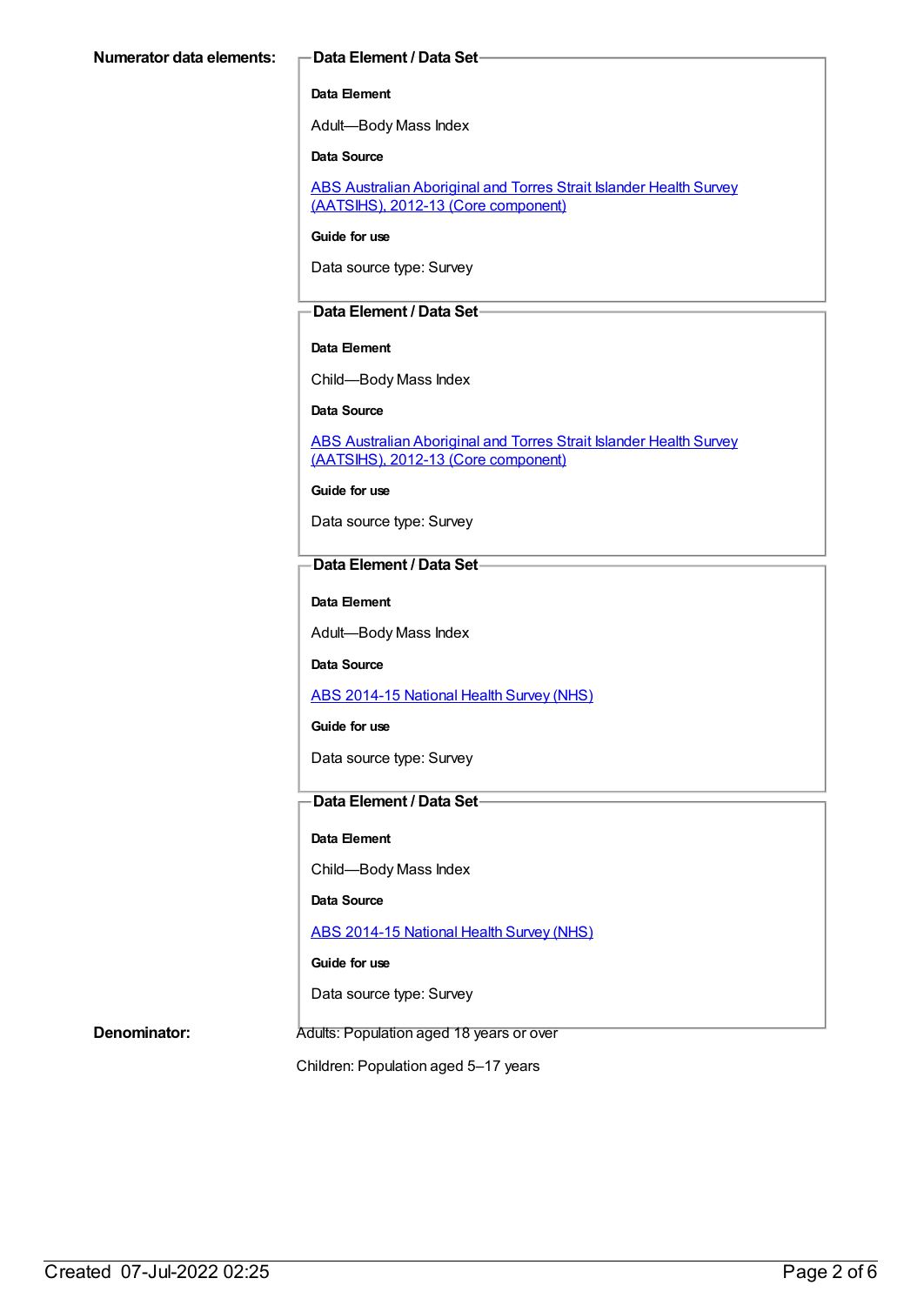**Numerator data elements:**

**Data Element / Data Set**

**Data Element**

Adult—Body Mass Index

**Data Source**

ABS Australian Aboriginal and Torres Strait Islander Health Survey (AATSIHS), 2012-13 (Core component)

**Guide for use**

Data source type: Survey

**Data Element / Data Set**

**Data Element**

Child—Body Mass Index

**Data Source**

ABS Australian Aboriginal and Torres Strait Islander Health Survey (AATSIHS), 2012-13 (Core component)

**Guide for use**

Data source type: Survey

**Data Element / Data Set**

**Data Element**

Adult—Body Mass Index

**Data Source**

ABS 2014-15 National Health Survey (NHS)

**Guide for use**

Data source type: Survey

**Data Element / Data Set**

**Data Element**

Child—Body Mass Index

**Data Source**

ABS 2014-15 National Health Survey (NHS)

**Guide for use**

Data source type: Survey

**Denominator:**

Adults: Population aged 18 years or over

Children: Population aged 5–17 years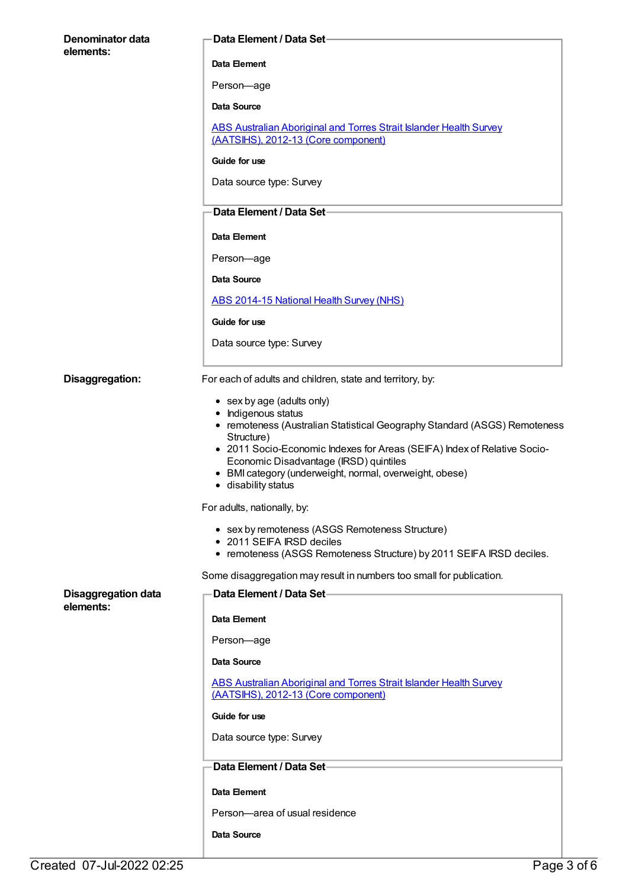**Denominator data elements:**

**Data Element / Data Set**

**Data Element**

Person—age

**Data Source**

[ABS Australian Aboriginal and Torres Strait Islander Health Survey (AATSIHS), 2012-13 (Core component)]

**Guide for use**

Data source type: Survey

**Data Element / Data Set**

**Data Element**

Person—age

**Data Source**

[ABS 2014-15 National Health Survey (NHS)]

**Guide for use**

Data source type: Survey

**Disaggregation:**

For each of adults and children, state and territory, by:

- sex by age (adults only)
- Indigenous status
- remoteness (Australian Statistical Geography Standard (ASGS) Remoteness Structure)
- 2011 Socio-Economic Indexes for Areas (SEIFA) Index of Relative Socio-Economic Disadvantage (IRSD) quintiles
- BMI category (underweight, normal, overweight, obese)
- disability status

For adults, nationally, by:

- sex by remoteness (ASGS Remoteness Structure)
- 2011 SEIFA IRSD deciles
- remoteness (ASGS Remoteness Structure) by 2011 SEIFA IRSD deciles.

Some disaggregation may result in numbers too small for publication.

**Disaggregation data elements:**

**Data Element / Data Set**

**Data Element**

Person—age

**Data Source**

[ABS Australian Aboriginal and Torres Strait Islander Health Survey (AATSIHS), 2012-13 (Core component)]

**Guide for use**

Data source type: Survey

**Data Element / Data Set**

**Data Element**

Person—area of usual residence

**Data Source**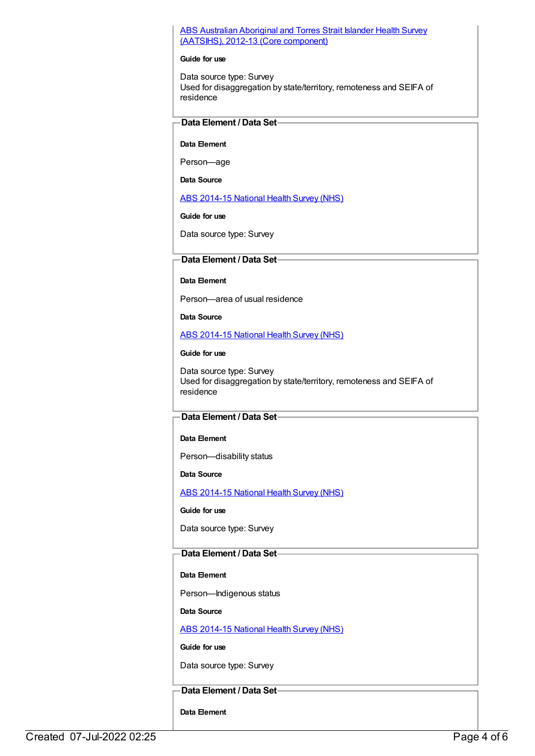[ABS Australian Aboriginal and Torres Strait Islander Health Survey (AATSIHS), 2012-13 (Core component)]

**Guide for use**

Data source type: Survey
Used for disaggregation by state/territory, remoteness and SEIFA of residence

### Data Element / Data Set

**Data Element**

Person—age

**Data Source**

[ABS 2014-15 National Health Survey (NHS)]

**Guide for use**

Data source type: Survey

### Data Element / Data Set

**Data Element**

Person—area of usual residence

**Data Source**

[ABS 2014-15 National Health Survey (NHS)]

**Guide for use**

Data source type: Survey
Used for disaggregation by state/territory, remoteness and SEIFA of residence

### Data Element / Data Set

**Data Element**

Person—disability status

**Data Source**

[ABS 2014-15 National Health Survey (NHS)]

**Guide for use**

Data source type: Survey

### Data Element / Data Set

**Data Element**

Person—Indigenous status

**Data Source**

[ABS 2014-15 National Health Survey (NHS)]

**Guide for use**

Data source type: Survey

### Data Element / Data Set

**Data Element**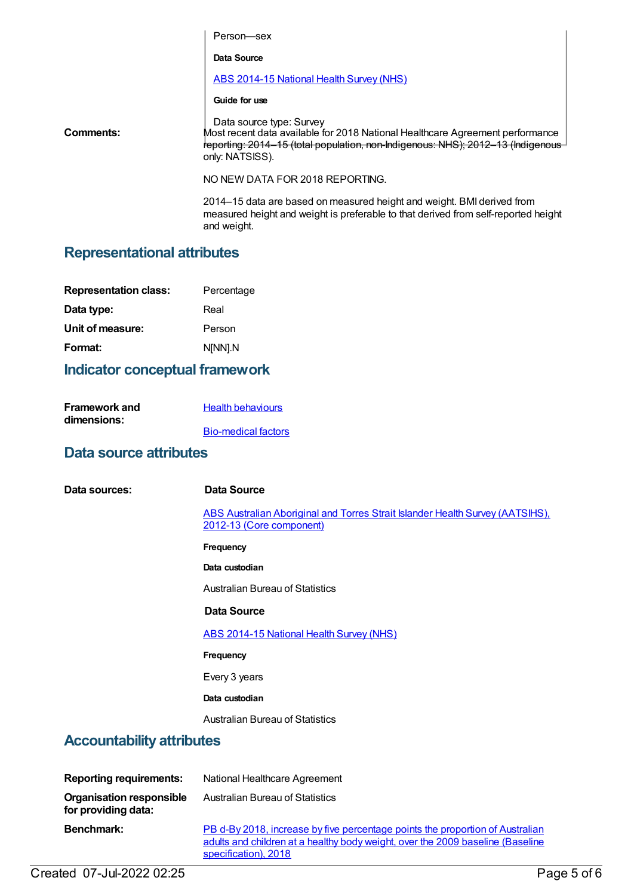Person—sex

**Data Source**

ABS 2014-15 National Health Survey (NHS)

**Guide for use**

Data source type: Survey

**Comments:** Most recent data available for 2018 National Healthcare Agreement performance reporting: 2014–15 (total population, non-Indigenous: NHS); 2012–13 (Indigenous only: NATSISS).

NO NEW DATA FOR 2018 REPORTING.

2014–15 data are based on measured height and weight. BMI derived from measured height and weight is preferable to that derived from self-reported height and weight.

## Representational attributes

**Representation class:** Percentage

**Data type:** Real

**Unit of measure:** Person

**Format:** N[NN].N

## Indicator conceptual framework

**Framework and dimensions:**

Health behaviours

Bio-medical factors

## Data source attributes

**Data sources:**

**Data Source**

ABS Australian Aboriginal and Torres Strait Islander Health Survey (AATSIHS), 2012-13 (Core component)

**Frequency**

**Data custodian**

Australian Bureau of Statistics

**Data Source**

ABS 2014-15 National Health Survey (NHS)

**Frequency**

Every 3 years

**Data custodian**

Australian Bureau of Statistics

## Accountability attributes

**Reporting requirements:** National Healthcare Agreement

**Organisation responsible for providing data:** Australian Bureau of Statistics

**Benchmark:** PB d-By 2018, increase by five percentage points the proportion of Australian adults and children at a healthy body weight, over the 2009 baseline (Baseline specification), 2018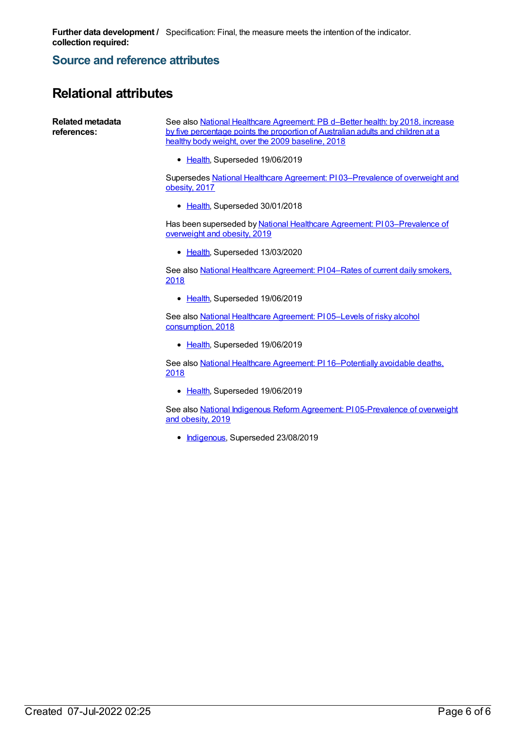**Further data development / collection required:** Specification: Final, the measure meets the intention of the indicator.

## Source and reference attributes

# Relational attributes

**Related metadata references:**

See also National Healthcare Agreement: PB d–Better health: by 2018, increase by five percentage points the proportion of Australian adults and children at a healthy body weight, over the 2009 baseline, 2018

- Health, Superseded 19/06/2019

Supersedes National Healthcare Agreement: PI 03–Prevalence of overweight and obesity, 2017

- Health, Superseded 30/01/2018

Has been superseded by National Healthcare Agreement: PI 03–Prevalence of overweight and obesity, 2019

- Health, Superseded 13/03/2020

See also National Healthcare Agreement: PI 04–Rates of current daily smokers, 2018

- Health, Superseded 19/06/2019

See also National Healthcare Agreement: PI 05–Levels of risky alcohol consumption, 2018

- Health, Superseded 19/06/2019

See also National Healthcare Agreement: PI 16–Potentially avoidable deaths, 2018

- Health, Superseded 19/06/2019

See also National Indigenous Reform Agreement: PI 05-Prevalence of overweight and obesity, 2019

- Indigenous, Superseded 23/08/2019